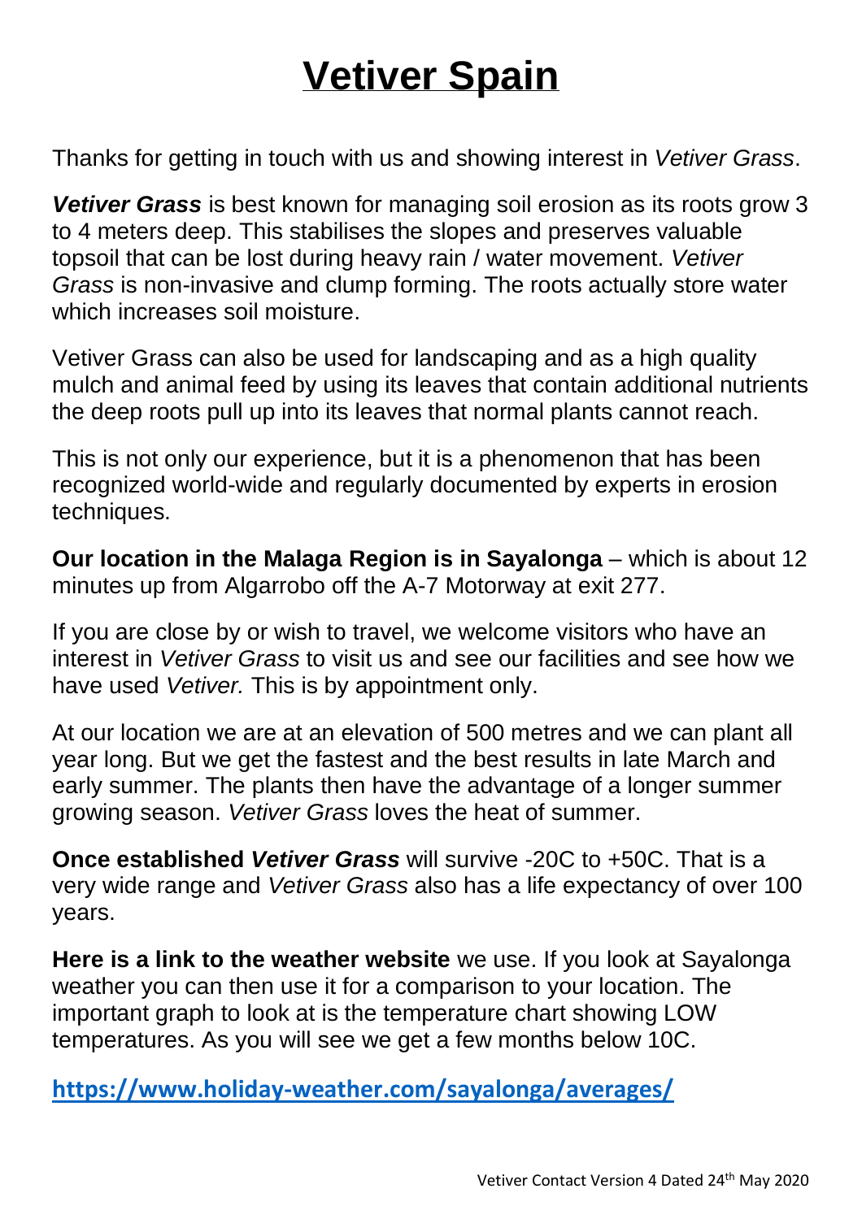# Vetiver Spain

Thanks for getting in touch with us and showing interest in *Vetiver Grass*.

***Vetiver Grass*** is best known for managing soil erosion as its roots grow 3 to 4 meters deep. This stabilises the slopes and preserves valuable topsoil that can be lost during heavy rain / water movement. *Vetiver Grass* is non-invasive and clump forming. The roots actually store water which increases soil moisture.

Vetiver Grass can also be used for landscaping and as a high quality mulch and animal feed by using its leaves that contain additional nutrients the deep roots pull up into its leaves that normal plants cannot reach.

This is not only our experience, but it is a phenomenon that has been recognized world-wide and regularly documented by experts in erosion techniques.

**Our location in the Malaga Region is in Sayalonga** – which is about 12 minutes up from Algarrobo off the A-7 Motorway at exit 277.

If you are close by or wish to travel, we welcome visitors who have an interest in *Vetiver Grass* to visit us and see our facilities and see how we have used *Vetiver.* This is by appointment only.

At our location we are at an elevation of 500 metres and we can plant all year long. But we get the fastest and the best results in late March and early summer. The plants then have the advantage of a longer summer growing season. *Vetiver Grass* loves the heat of summer.

**Once established *Vetiver Grass*** will survive -20C to +50C. That is a very wide range and *Vetiver Grass* also has a life expectancy of over 100 years.

**Here is a link to the weather website** we use. If you look at Sayalonga weather you can then use it for a comparison to your location. The important graph to look at is the temperature chart showing LOW temperatures. As you will see we get a few months below 10C.

**https://www.holiday-weather.com/sayalonga/averages/**

Vetiver Contact Version 4 Dated 24th May 2020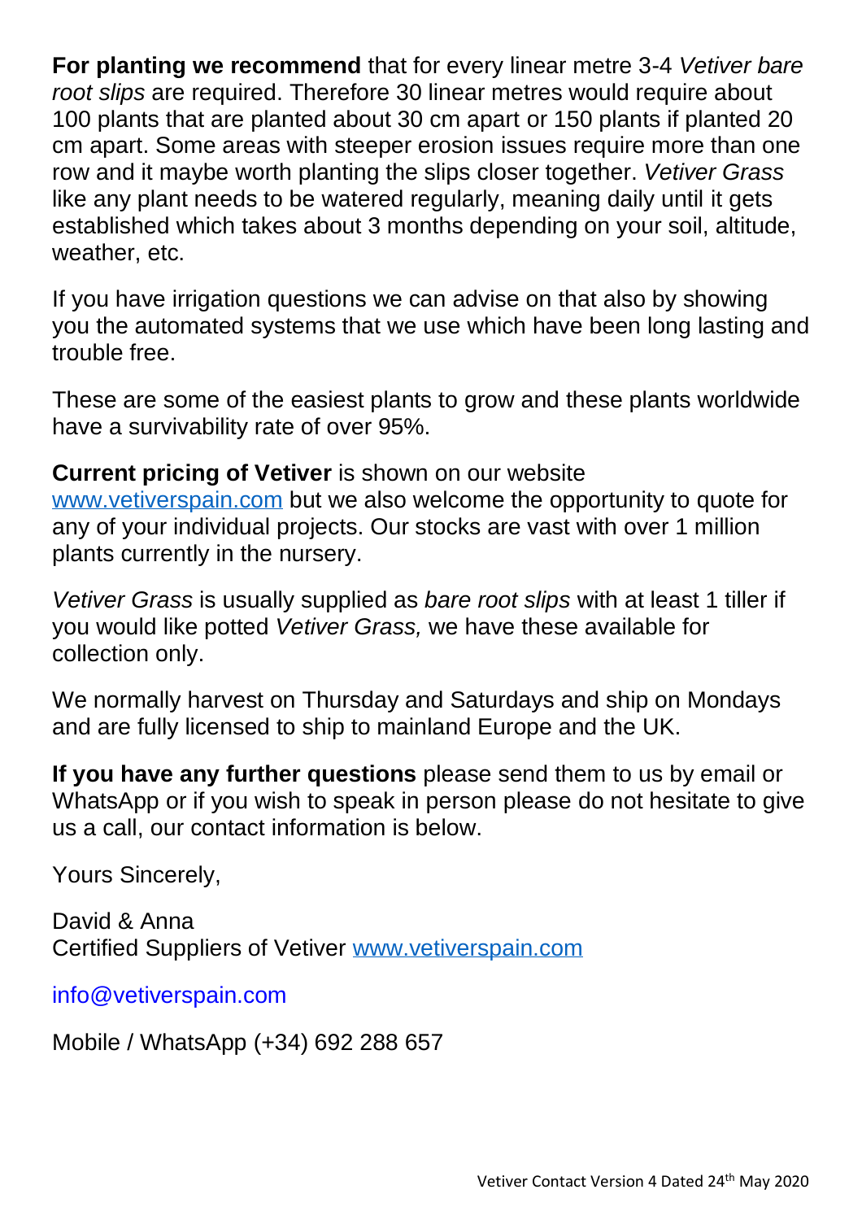**For planting we recommend** that for every linear metre 3-4 *Vetiver bare root slips* are required. Therefore 30 linear metres would require about 100 plants that are planted about 30 cm apart or 150 plants if planted 20 cm apart. Some areas with steeper erosion issues require more than one row and it maybe worth planting the slips closer together. *Vetiver Grass* like any plant needs to be watered regularly, meaning daily until it gets established which takes about 3 months depending on your soil, altitude, weather, etc.

If you have irrigation questions we can advise on that also by showing you the automated systems that we use which have been long lasting and trouble free.

These are some of the easiest plants to grow and these plants worldwide have a survivability rate of over 95%.

**Current pricing of Vetiver** is shown on our website www.vetiverspain.com but we also welcome the opportunity to quote for any of your individual projects. Our stocks are vast with over 1 million plants currently in the nursery.

*Vetiver Grass* is usually supplied as *bare root slips* with at least 1 tiller if you would like potted *Vetiver Grass,* we have these available for collection only.

We normally harvest on Thursday and Saturdays and ship on Mondays and are fully licensed to ship to mainland Europe and the UK.

**If you have any further questions** please send them to us by email or WhatsApp or if you wish to speak in person please do not hesitate to give us a call, our contact information is below.

Yours Sincerely,

David & Anna
Certified Suppliers of Vetiver www.vetiverspain.com

info@vetiverspain.com

Mobile / WhatsApp (+34) 692 288 657

Vetiver Contact Version 4 Dated 24th May 2020